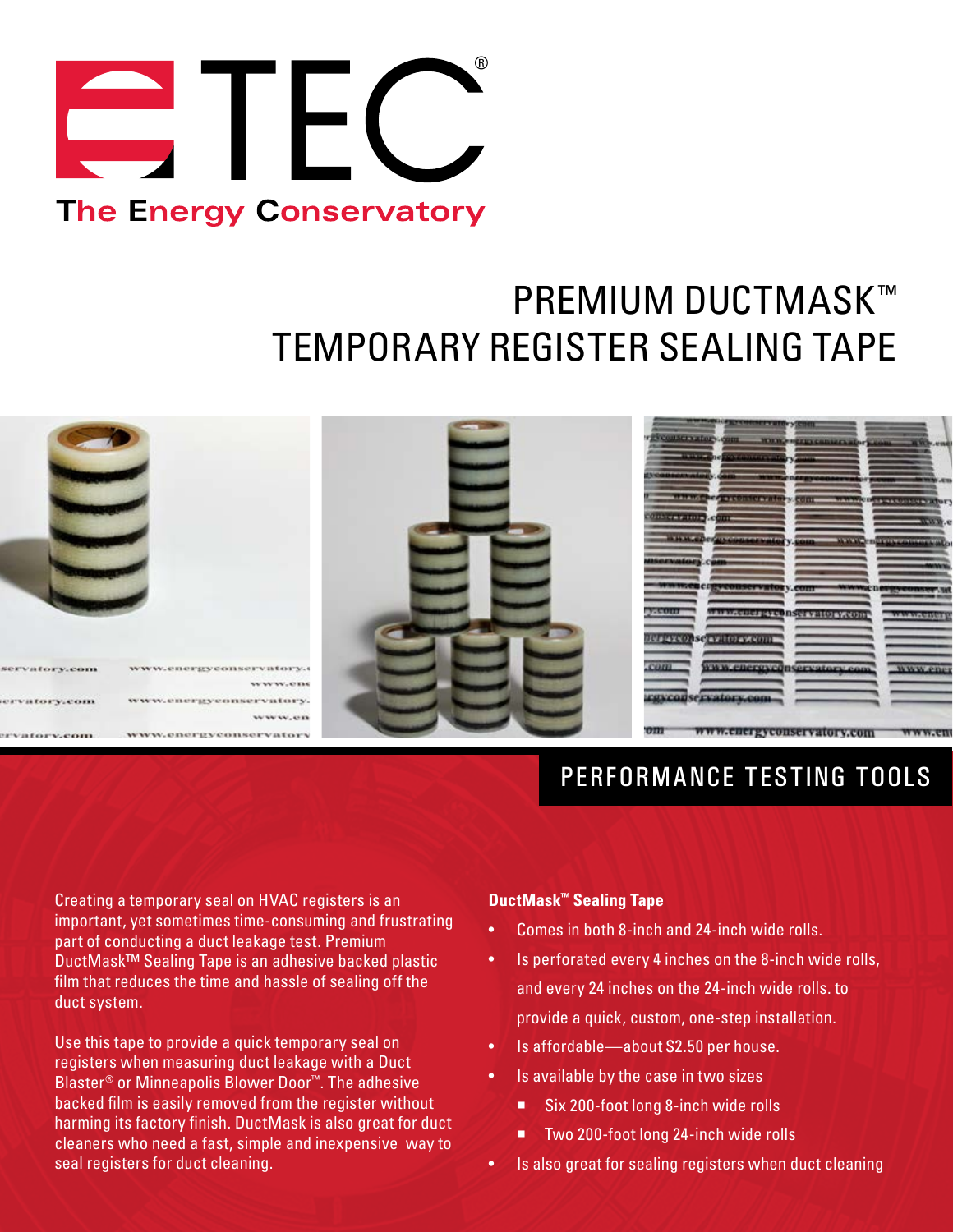TEC®

The Energy Conservatory

# PREMIUM DUCTMASK™ TEMPORARY REGISTER SEALING TAPE

## PERFORMANCE TESTING TOOLS

Creating a temporary seal on HVAC registers is an important, yet sometimes time-consuming and frustrating part of conducting a duct leakage test. Premium DuctMask™ Sealing Tape is an adhesive backed plastic film that reduces the time and hassle of sealing off the duct system.

Use this tape to provide a quick temporary seal on registers when measuring duct leakage with a Duct Blaster® or Minneapolis Blower Door™. The adhesive backed film is easily removed from the register without harming its factory finish. DuctMask is also great for duct cleaners who need a fast, simple and inexpensive way to seal registers for duct cleaning.

**DuctMask™ Sealing Tape**

- Comes in both 8-inch and 24-inch wide rolls.
- Is perforated every 4 inches on the 8-inch wide rolls, and every 24 inches on the 24-inch wide rolls. to provide a quick, custom, one-step installation.
- Is affordable—about $2.50 per house.
- Is available by the case in two sizes
  - Six 200-foot long 8-inch wide rolls
  - Two 200-foot long 24-inch wide rolls
- Is also great for sealing registers when duct cleaning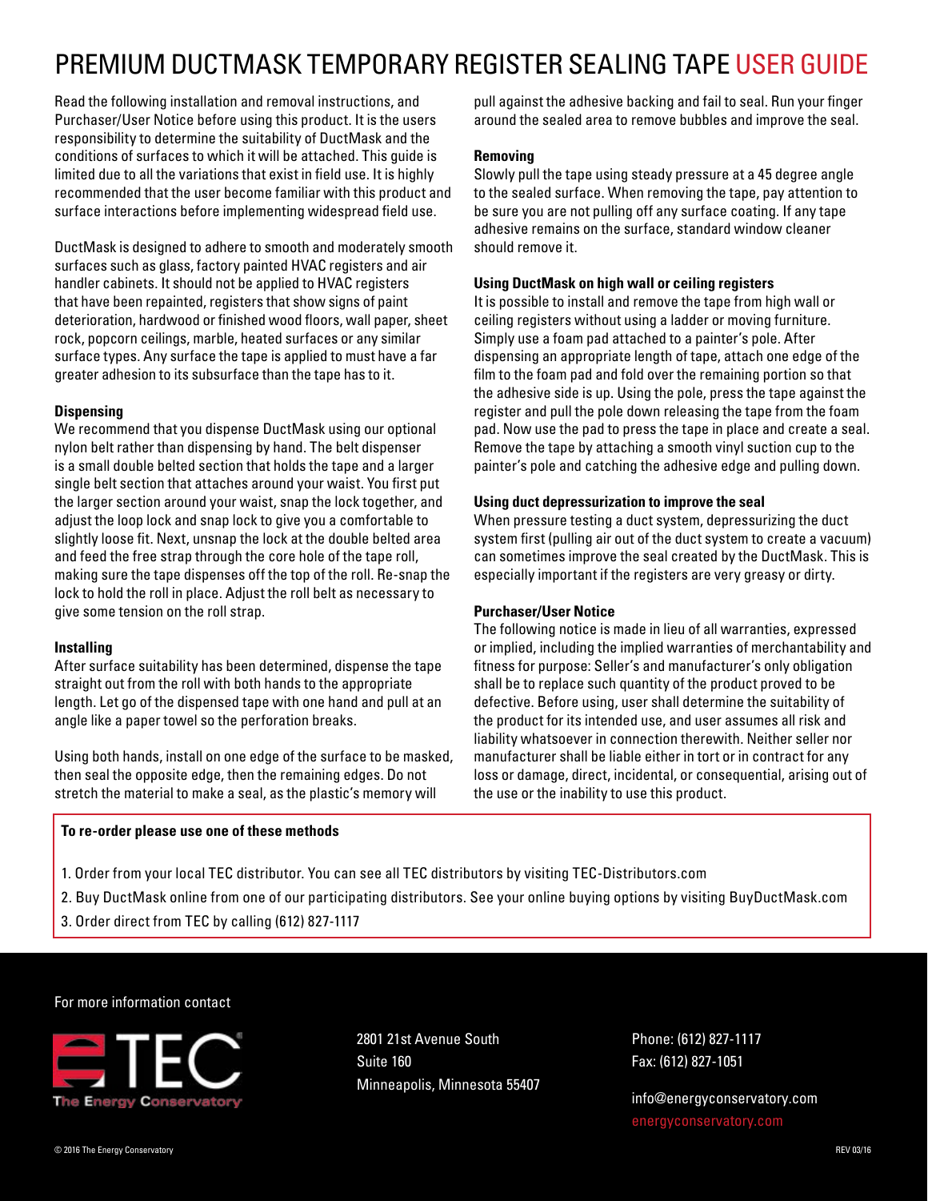# PREMIUM DUCTMASK TEMPORARY REGISTER SEALING TAPE USER GUIDE

Read the following installation and removal instructions, and Purchaser/User Notice before using this product. It is the users responsibility to determine the suitability of DuctMask and the conditions of surfaces to which it will be attached. This guide is limited due to all the variations that exist in field use. It is highly recommended that the user become familiar with this product and surface interactions before implementing widespread field use.

DuctMask is designed to adhere to smooth and moderately smooth surfaces such as glass, factory painted HVAC registers and air handler cabinets. It should not be applied to HVAC registers that have been repainted, registers that show signs of paint deterioration, hardwood or finished wood floors, wall paper, sheet rock, popcorn ceilings, marble, heated surfaces or any similar surface types. Any surface the tape is applied to must have a far greater adhesion to its subsurface than the tape has to it.

**Dispensing**

We recommend that you dispense DuctMask using our optional nylon belt rather than dispensing by hand. The belt dispenser is a small double belted section that holds the tape and a larger single belt section that attaches around your waist. You first put the larger section around your waist, snap the lock together, and adjust the loop lock and snap lock to give you a comfortable to slightly loose fit. Next, unsnap the lock at the double belted area and feed the free strap through the core hole of the tape roll, making sure the tape dispenses off the top of the roll. Re-snap the lock to hold the roll in place. Adjust the roll belt as necessary to give some tension on the roll strap.

**Installing**

After surface suitability has been determined, dispense the tape straight out from the roll with both hands to the appropriate length. Let go of the dispensed tape with one hand and pull at an angle like a paper towel so the perforation breaks.

Using both hands, install on one edge of the surface to be masked, then seal the opposite edge, then the remaining edges. Do not stretch the material to make a seal, as the plastic's memory will pull against the adhesive backing and fail to seal. Run your finger around the sealed area to remove bubbles and improve the seal.

**Removing**

Slowly pull the tape using steady pressure at a 45 degree angle to the sealed surface. When removing the tape, pay attention to be sure you are not pulling off any surface coating. If any tape adhesive remains on the surface, standard window cleaner should remove it.

**Using DuctMask on high wall or ceiling registers**

It is possible to install and remove the tape from high wall or ceiling registers without using a ladder or moving furniture. Simply use a foam pad attached to a painter's pole. After dispensing an appropriate length of tape, attach one edge of the film to the foam pad and fold over the remaining portion so that the adhesive side is up. Using the pole, press the tape against the register and pull the pole down releasing the tape from the foam pad. Now use the pad to press the tape in place and create a seal. Remove the tape by attaching a smooth vinyl suction cup to the painter's pole and catching the adhesive edge and pulling down.

**Using duct depressurization to improve the seal**

When pressure testing a duct system, depressurizing the duct system first (pulling air out of the duct system to create a vacuum) can sometimes improve the seal created by the DuctMask. This is especially important if the registers are very greasy or dirty.

**Purchaser/User Notice**

The following notice is made in lieu of all warranties, expressed or implied, including the implied warranties of merchantability and fitness for purpose: Seller's and manufacturer's only obligation shall be to replace such quantity of the product proved to be defective. Before using, user shall determine the suitability of the product for its intended use, and user assumes all risk and liability whatsoever in connection therewith. Neither seller nor manufacturer shall be liable either in tort or in contract for any loss or damage, direct, incidental, or consequential, arising out of the use or the inability to use this product.

**To re-order please use one of these methods**

1. Order from your local TEC distributor. You can see all TEC distributors by visiting TEC-Distributors.com
2. Buy DuctMask online from one of our participating distributors. See your online buying options by visiting BuyDuctMask.com
3. Order direct from TEC by calling (612) 827-1117

For more information contact

TEC The Energy Conservatory

2801 21st Avenue South
Suite 160
Minneapolis, Minnesota 55407

Phone: (612) 827-1117
Fax: (612) 827-1051

info@energyconservatory.com
energyconservatory.com

© 2016 The Energy Conservatory

REV 03/16